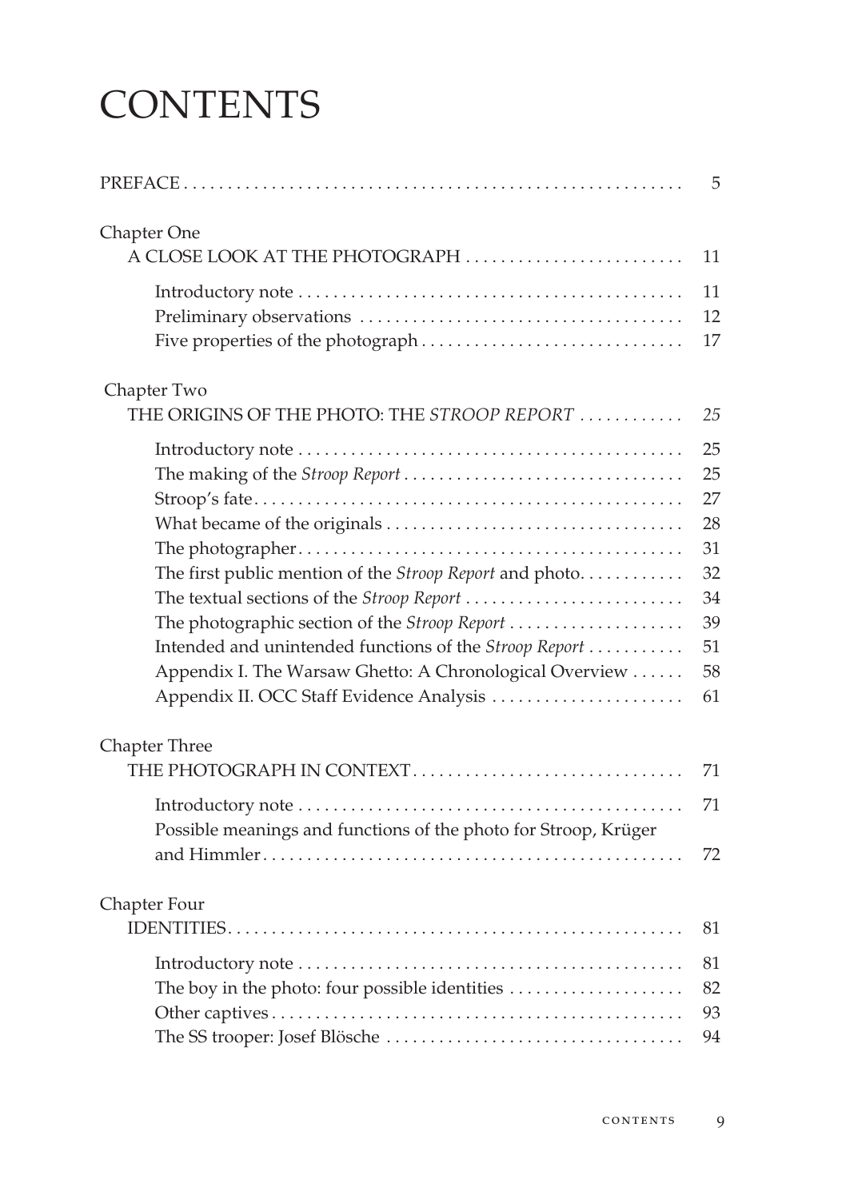# CONTENTS

PREFACE ........................................................ 5

Chapter One
A CLOSE LOOK AT THE PHOTOGRAPH ........................ 11

- Introductory note ........................................... 11
- Preliminary observations ................................... 12
- Five properties of the photograph ............................. 17

Chapter Two
THE ORIGINS OF THE PHOTO: THE *STROOP REPORT* ........... *25*

- Introductory note ........................................... 25
- The making of the *Stroop Report* ............................... 25
- Stroop's fate ................................................ 27
- What became of the originals ................................. 28
- The photographer ........................................... 31
- The first public mention of the *Stroop Report* and photo ........... 32
- The textual sections of the *Stroop Report* ........................ 34
- The photographic section of the *Stroop Report* ................... 39
- Intended and unintended functions of the *Stroop Report* ........... 51
- Appendix I. The Warsaw Ghetto: A Chronological Overview ...... 58
- Appendix II. OCC Staff Evidence Analysis ...................... 61

Chapter Three
THE PHOTOGRAPH IN CONTEXT ............................... 71

- Introductory note ........................................... 71
- Possible meanings and functions of the photo for Stroop, Krüger and Himmler ................................................ 72

Chapter Four
IDENTITIES .................................................... 81

- Introductory note ........................................... 81
- The boy in the photo: four possible identities ................... 82
- Other captives .............................................. 93
- The SS trooper: Josef Blösche .................................. 94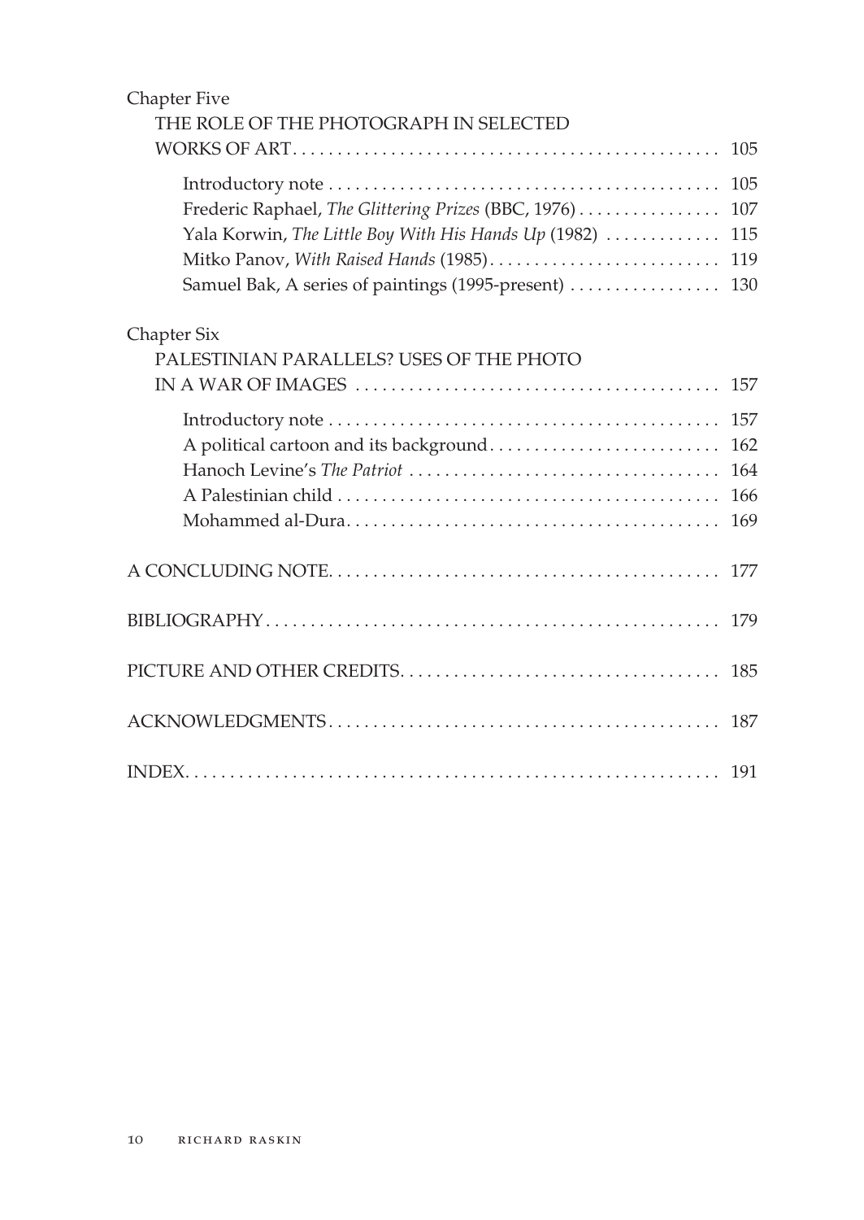Chapter Five

THE ROLE OF THE PHOTOGRAPH IN SELECTED WORKS OF ART . . . . . . . . . . 105

- Introductory note . . . . . . . . . . 105
- Frederic Raphael, *The Glittering Prizes* (BBC, 1976) . . . . . . . . . . 107
- Yala Korwin, *The Little Boy With His Hands Up* (1982) . . . . . . . . . . 115
- Mitko Panov, *With Raised Hands* (1985) . . . . . . . . . . 119
- Samuel Bak, A series of paintings (1995-present) . . . . . . . . . . 130

Chapter Six

PALESTINIAN PARALLELS? USES OF THE PHOTO IN A WAR OF IMAGES . . . . . . . . . . 157

- Introductory note . . . . . . . . . . 157
- A political cartoon and its background . . . . . . . . . . 162
- Hanoch Levine's *The Patriot* . . . . . . . . . . 164
- A Palestinian child . . . . . . . . . . 166
- Mohammed al-Dura . . . . . . . . . . 169

A CONCLUDING NOTE . . . . . . . . . . 177

BIBLIOGRAPHY . . . . . . . . . . 179

PICTURE AND OTHER CREDITS . . . . . . . . . . 185

ACKNOWLEDGMENTS . . . . . . . . . . 187

INDEX . . . . . . . . . . 191